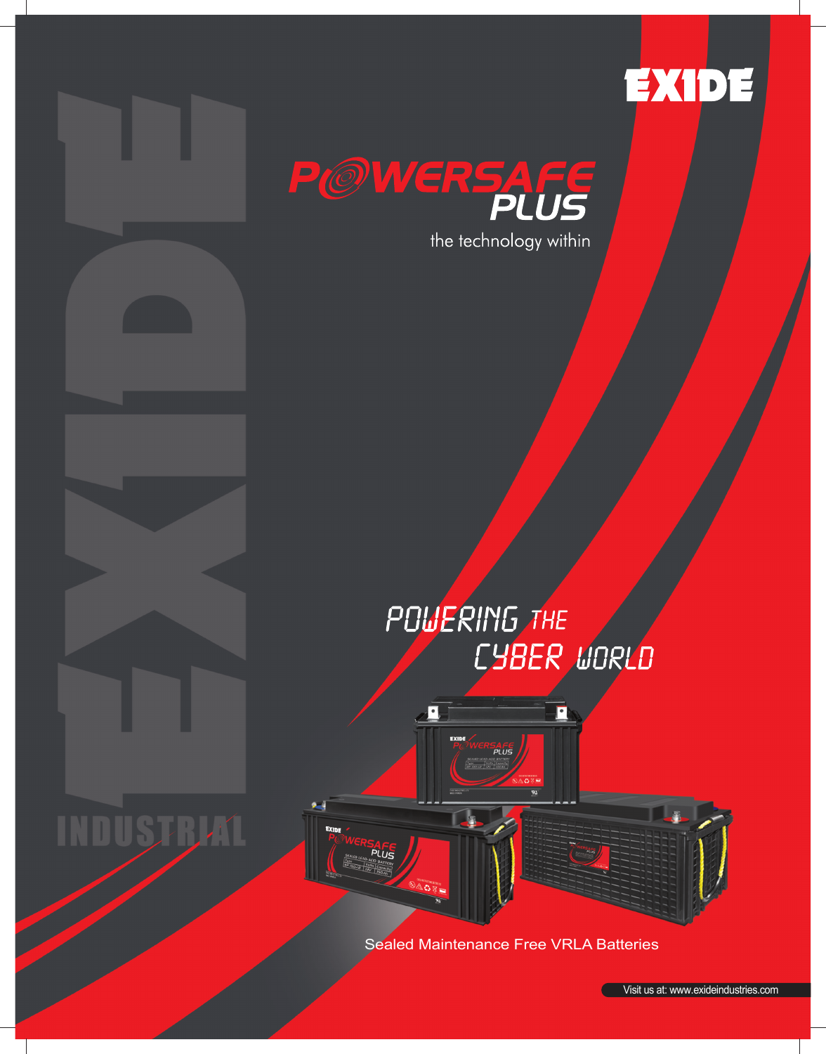# EXIDE

## POWERSAFE PLUS

the technology within

POWERING THE CYBER WORLD

EXIDE INDUSTRIAL

Sealed Maintenance Free VRLA Batteries

Visit us at: www.exideindustries.com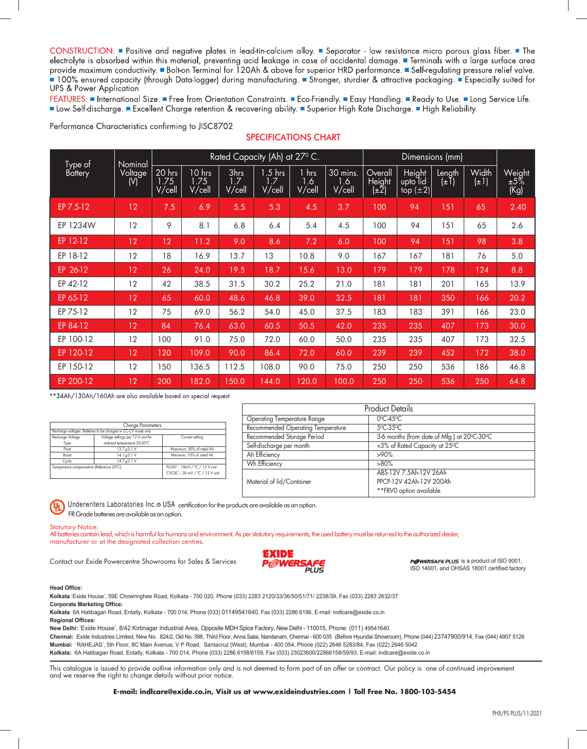CONSTRUCTION: ■ Positive and negative plates in lead-tin-calcium alloy. ■ Separator - low resistance micro porous glass fiber. ■ The electrolyte is absorbed within this material, preventing acid leakage in case of accidental damage. ■ Terminals with a large surface area provide maximum conductivity. ■ Bolt-on Terminal for 120Ah & above for superior HRD performance. ■ Self-regulating pressure relief valve. ■ 100% ensured capacity (through Data-logger) during manufacturing. ■ Stronger, sturdier & attractive packaging. ■ Especially suited for UPS & Power Application

FEATURES: ■ International Size. ■ Free from Orientation Constraints. ■ Eco-Friendly. ■ Easy Handling. ■ Ready to Use. ■ Long Service Life. ■ Low Self-discharge. ■ Excellent Charge retention & recovering ability. ■ Superior High Rate Discharge. ■ High Reliability.

Performance Characteristics confirming to JISC8702

## SPECIFICATIONS CHART

| Type of Battery | Nominal Voltage (V) | Rated Capacity (Ah) at 27° C. | | | | | | Dimensions (mm) | | | | Weight ±5% (Kg) |
|---|---|---|---|---|---|---|---|---|---|---|---|---|
| | | 20 hrs 1.75 V/cell | 10 hrs 1.75 V/cell | 3hrs 1.7 V/cell | 1.5 hrs 1.7 V/cell | 1 hrs 1.6 V/cell | 30 mins. 1.6 V/cell | Overall Height (±2) | Height upto lid top (±2) | Length (±1) | Width (±1) | |
| EP 7.5-12 | 12 | 7.5 | 6.9 | 5.5 | 5.3 | 4.5 | 3.7 | 100 | 94 | 151 | 65 | 2.40 |
| EP 1234W | 12 | 9 | 8.1 | 6.8 | 6.4 | 5.4 | 4.5 | 100 | 94 | 151 | 65 | 2.6 |
| EP 12-12 | 12 | 12 | 11.2 | 9.0 | 8.6 | 7.2 | 6.0 | 100 | 94 | 151 | 98 | 3.8 |
| EP 18-12 | 12 | 18 | 16.9 | 13.7 | 13 | 10.8 | 9.0 | 167 | 167 | 181 | 76 | 5.0 |
| EP 26-12 | 12 | 26 | 24.0 | 19.5 | 18.7 | 15.6 | 13.0 | 179 | 179 | 178 | 124 | 8.8 |
| EP 42-12 | 12 | 42 | 38.5 | 31.5 | 30.2 | 25.2 | 21.0 | 181 | 181 | 201 | 165 | 13.9 |
| EP 65-12 | 12 | 65 | 60.0 | 48.6 | 46.8 | 39.0 | 32.5 | 181 | 181 | 350 | 166 | 20.2 |
| EP 75-12 | 12 | 75 | 69.0 | 56.2 | 54.0 | 45.0 | 37.5 | 183 | 183 | 391 | 166 | 23.0 |
| EP 84-12 | 12 | 84 | 76.4 | 63.0 | 60.5 | 50.5 | 42.0 | 235 | 235 | 407 | 173 | 30.0 |
| EP 100-12 | 12 | 100 | 91.0 | 75.0 | 72.0 | 60.0 | 50.0 | 235 | 235 | 407 | 173 | 32.5 |
| EP 120-12 | 12 | 120 | 109.0 | 90.0 | 86.4 | 72.0 | 60.0 | 239 | 239 | 452 | 172 | 38.0 |
| EP 150-12 | 12 | 150 | 136.5 | 112.5 | 108.0 | 90.0 | 75.0 | 250 | 250 | 536 | 186 | 46.8 |
| EP 200-12 | 12 | 200 | 182.0 | 150.0 | 144.0 | 120.0 | 100.0 | 250 | 250 | 536 | 250 | 64.8 |

**34Ah/130Ah/160Ah are also available based on special request

| Charge Parameters | | |
|---|---|---|
| Recharge voltages: Batteries to be charged in CC-CV mode only | | |
| Recharge Voltage Type | Voltage settings per 12 V unit for ambient temperature 20-30°C | Current setting |
| Float | 13.7±0.1 V | Maximum: 30% of rated Ah |
| Boost | 14.1±0.1 V | Minimum: 10% of rated Ah |
| Cyclic | 14.7±0.1 V | |
| Temperature compensation (Reference 25°C) | | FLOAT : -18mV / °C / 12 V unit<br>CYCLIC : -30 mV / °C / 12 V unit |

| Product Details | |
|---|---|
| Operating Temperature Range | 0°C-45°C |
| Recommended Operating Temperature | 5°C-35°C |
| Recommended Storage Period | 3-6 months (from date of Mfg.) at 20°C-30°C |
| Self-discharge per month | <3% of Rated Capacity at 25°C |
| Ah Efficiency | >90% |
| Wh Efficiency | >80% |
| Material of lid/Container | ABS-12V 7.5Ah-12V 26Ah<br>PPCP-12V 42Ah-12V 200Ah<br>**FRV0 option available |

Underwriters Laboratories Inc.® USA certification for the products are available as an option.
FR Grade batteries are available as an option.

Statutory Notice:
All batteries contain lead, which is harmful for humans and environment. As per statutory requirements, the used battery must be returned to the authorized dealer, manufacturer or at the designated collection centres.

Contact our Exide Powercentre Showrooms for Sales & Services

EXIDE POWERSAFE PLUS

POWERSAFE PLUS is a product of ISO 9001, ISO 14001, and OHSAS 18001 certified factory

**Head Office:**
**Kolkata** 'Exide House', 59E Chowringhee Road, Kolkata - 700 020, Phone (033) 2283 2120/33/36/50/51/71/ 2238/39, Fax (033) 2283 2632/37
**Corporate Marketing Office:**
**Kolkata** 6A Hatibagan Road, Entally, Kolkata - 700 014, Phone (033) 01149541640, Fax (033) 2286 6186, E-mail: indlcare@exide.co.in
**Regional Offices:**
**New Delhi:** 'Exide House', 8/42 Kirtinagar Industrial Area, Opposite MDH Spice Factory, New Delhi - 110015, Phone: (011) 49541640
**Chennai:** Exide Industries Limited, New No. 824/2, Old No. 398, Third Floor, Anna Salai, Nandanam, Chennai - 600 035 (Before Hyundai Showroom), Phone (044) 23747900/914, Fax (044) 4907 5126
**Mumbai:** 'RAHEJAS', 5th Floor, 8C Main Avenue, V P Road, Santacruz (West), Mumbai - 400 054, Phone (022) 2646 5283/84, Fax (022) 2646 5042
**Kolkata:** 6A Hatibagan Road, Entally, Kolkata - 700 014, Phone (033) 2286 6158/6159, Fax (033) 23023600/22866158/59/93, E-mail: indlcare@exide.co.in

This catalogue is issued to provide outline information only and is not deemed to form part of an offer or contract. Our policy is one of continued improvement and we reserve the right to change details without prior notice.

**E-mail: indlcare@exide.co.in, Visit us at www.exideindustries.com | Toll Free No. 1800-103-5454**

PHX/PS PLUS/11-2021